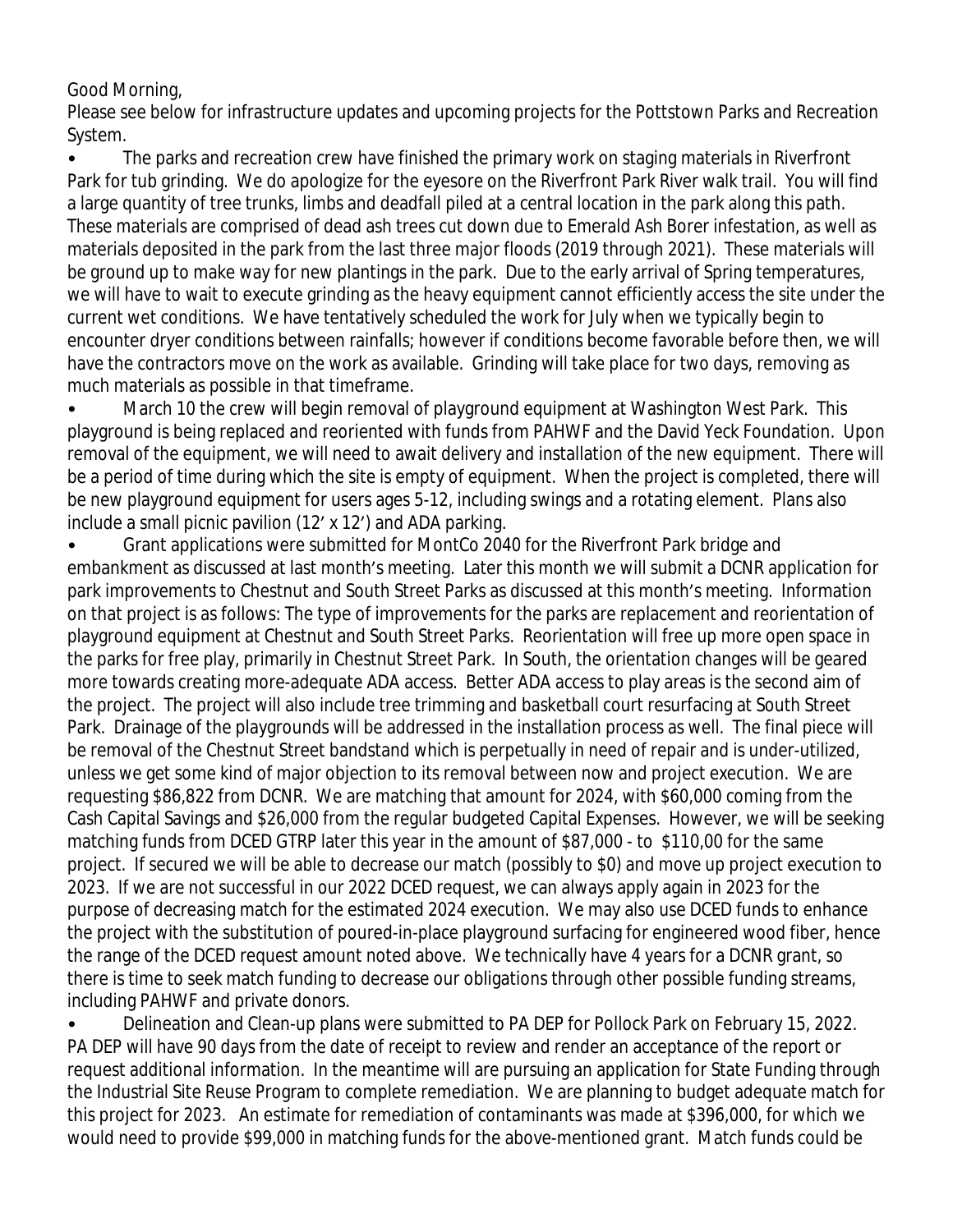Good Morning,

Please see below for infrastructure updates and upcoming projects for the Pottstown Parks and Recreation System.

- The parks and recreation crew have finished the primary work on staging materials in Riverfront Park for tub grinding. We do apologize for the eyesore on the Riverfront Park River walk trail. You will find a large quantity of tree trunks, limbs and deadfall piled at a central location in the park along this path. These materials are comprised of dead ash trees cut down due to Emerald Ash Borer infestation, as well as materials deposited in the park from the last three major floods (2019 through 2021). These materials will be ground up to make way for new plantings in the park. Due to the early arrival of Spring temperatures, we will have to wait to execute grinding as the heavy equipment cannot efficiently access the site under the current wet conditions. We have tentatively scheduled the work for July when we typically begin to encounter dryer conditions between rainfalls; however if conditions become favorable before then, we will have the contractors move on the work as available. Grinding will take place for two days, removing as much materials as possible in that timeframe.
- March 10 the crew will begin removal of playground equipment at Washington West Park. This playground is being replaced and reoriented with funds from PAHWF and the David Yeck Foundation. Upon removal of the equipment, we will need to await delivery and installation of the new equipment. There will be a period of time during which the site is empty of equipment. When the project is completed, there will be new playground equipment for users ages 5-12, including swings and a rotating element. Plans also include a small picnic pavilion (12' x 12') and ADA parking.
- Grant applications were submitted for MontCo 2040 for the Riverfront Park bridge and embankment as discussed at last month's meeting. Later this month we will submit a DCNR application for park improvements to Chestnut and South Street Parks as discussed at this month's meeting. Information on that project is as follows: The type of improvements for the parks are replacement and reorientation of playground equipment at Chestnut and South Street Parks. Reorientation will free up more open space in the parks for free play, primarily in Chestnut Street Park. In South, the orientation changes will be geared more towards creating more-adequate ADA access. Better ADA access to play areas is the second aim of the project. The project will also include tree trimming and basketball court resurfacing at South Street Park. Drainage of the playgrounds will be addressed in the installation process as well. The final piece will be removal of the Chestnut Street bandstand which is perpetually in need of repair and is under-utilized, unless we get some kind of major objection to its removal between now and project execution. We are requesting $86,822 from DCNR. We are matching that amount for 2024, with $60,000 coming from the Cash Capital Savings and $26,000 from the regular budgeted Capital Expenses. However, we will be seeking matching funds from DCED GTRP later this year in the amount of $87,000 - to $110,00 for the same project. If secured we will be able to decrease our match (possibly to $0) and move up project execution to 2023. If we are not successful in our 2022 DCED request, we can always apply again in 2023 for the purpose of decreasing match for the estimated 2024 execution. We may also use DCED funds to enhance the project with the substitution of poured-in-place playground surfacing for engineered wood fiber, hence the range of the DCED request amount noted above. We technically have 4 years for a DCNR grant, so there is time to seek match funding to decrease our obligations through other possible funding streams, including PAHWF and private donors.
- Delineation and Clean-up plans were submitted to PA DEP for Pollock Park on February 15, 2022. PA DEP will have 90 days from the date of receipt to review and render an acceptance of the report or request additional information. In the meantime will are pursuing an application for State Funding through the Industrial Site Reuse Program to complete remediation. We are planning to budget adequate match for this project for 2023. An estimate for remediation of contaminants was made at $396,000, for which we would need to provide $99,000 in matching funds for the above-mentioned grant. Match funds could be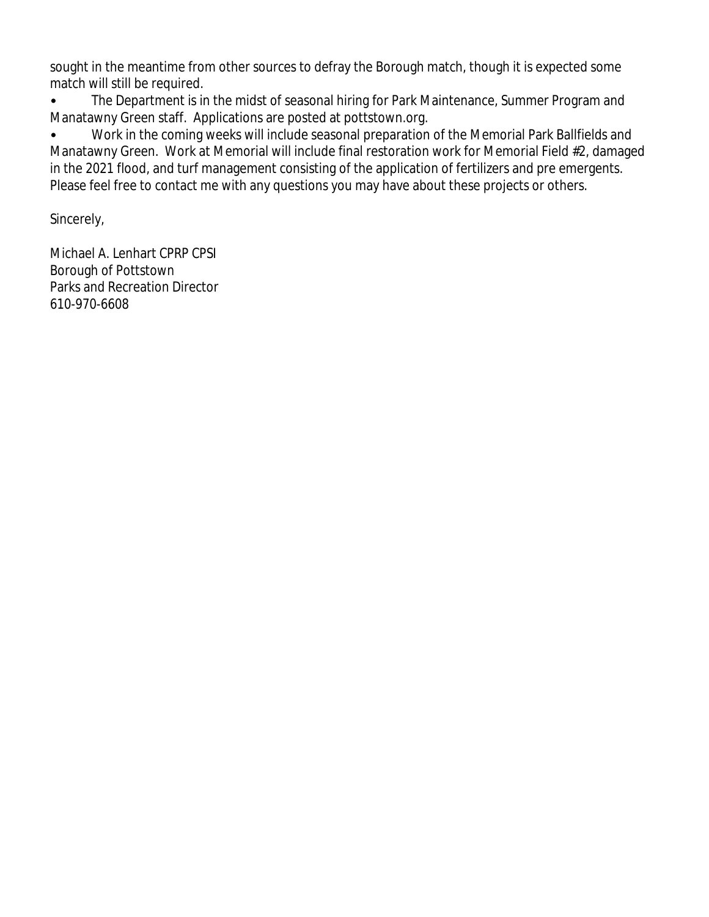sought in the meantime from other sources to defray the Borough match, though it is expected some match will still be required.

- The Department is in the midst of seasonal hiring for Park Maintenance, Summer Program and Manatawny Green staff. Applications are posted at pottstown.org.
- Work in the coming weeks will include seasonal preparation of the Memorial Park Ballfields and Manatawny Green. Work at Memorial will include final restoration work for Memorial Field #2, damaged in the 2021 flood, and turf management consisting of the application of fertilizers and pre emergents.

Please feel free to contact me with any questions you may have about these projects or others.

Sincerely,

Michael A. Lenhart CPRP CPSI
Borough of Pottstown
Parks and Recreation Director
610-970-6608